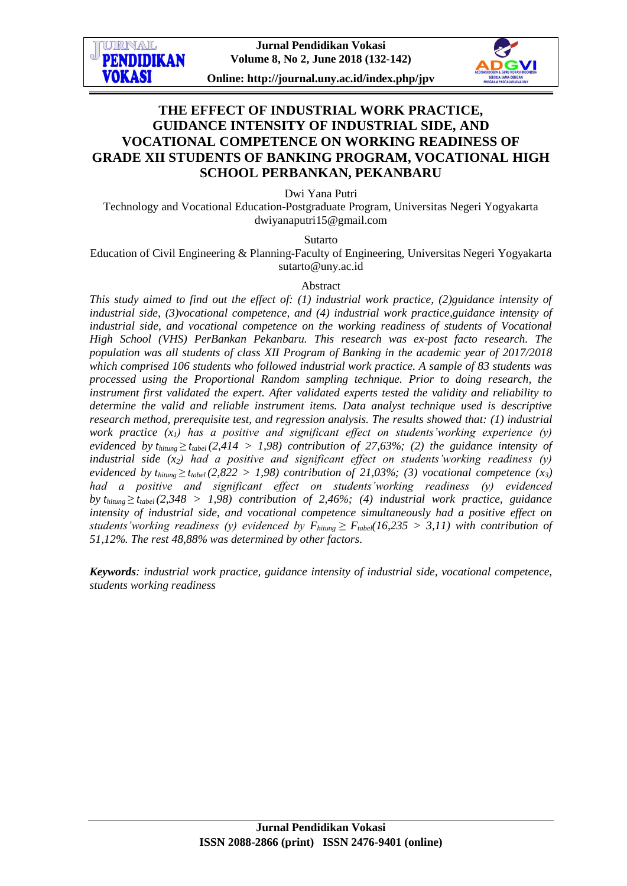# THE EFFECT OF INDUSTRIAL WORK PRACTICE, GUIDANCE INTENSITY OF INDUSTRIAL SIDE, AND VOCATIONAL COMPETENCE ON WORKING READINESS OF GRADE XII STUDENTS OF BANKING PROGRAM, VOCATIONAL HIGH SCHOOL PERBANKAN, PEKANBARU

Dwi Yana Putri

Technology and Vocational Education-Postgraduate Program, Universitas Negeri Yogyakarta
dwiyanaputri15@gmail.com

Sutarto

Education of Civil Engineering & Planning-Faculty of Engineering, Universitas Negeri Yogyakarta
sutarto@uny.ac.id

Abstract

*This study aimed to find out the effect of: (1) industrial work practice, (2)guidance intensity of industrial side, (3)vocational competence, and (4) industrial work practice,guidance intensity of industrial side, and vocational competence on the working readiness of students of Vocational High School (VHS) PerBankan Pekanbaru. This research was ex-post facto research. The population was all students of class XII Program of Banking in the academic year of 2017/2018 which comprised 106 students who followed industrial work practice. A sample of 83 students was processed using the Proportional Random sampling technique. Prior to doing research, the instrument first validated the expert. After validated experts tested the validity and reliability to determine the valid and reliable instrument items. Data analyst technique used is descriptive research method, prerequisite test, and regression analysis. The results showed that: (1) industrial work practice ($x_1$) has a positive and significant effect on students'working experience (y) evidenced by $t_{hitung} \geq t_{tabel}$ (2,414 > 1,98) contribution of 27,63%; (2) the guidance intensity of industrial side ($x_2$) had a positive and significant effect on students'working readiness (y) evidenced by $t_{hitung} \geq t_{tabel}$ (2,822 > 1,98) contribution of 21,03%; (3) vocational competence ($x_3$) had a positive and significant effect on students'working readiness (y) evidenced by $t_{hitung} \geq t_{tabel}$ (2,348 > 1,98) contribution of 2,46%; (4) industrial work practice, guidance intensity of industrial side, and vocational competence simultaneously had a positive effect on students'working readiness (y) evidenced by $F_{hitung} \geq F_{tabel}$(16,235 > 3,11) with contribution of 51,12%. The rest 48,88% was determined by other factors.*

***Keywords**: industrial work practice, guidance intensity of industrial side, vocational competence, students working readiness*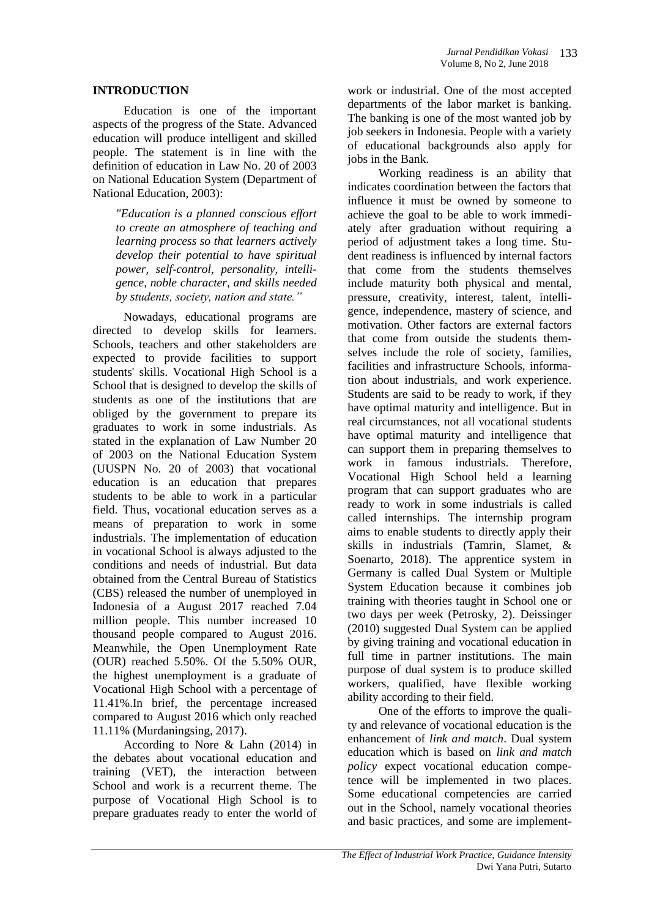## INTRODUCTION

Education is one of the important aspects of the progress of the State. Advanced education will produce intelligent and skilled people. The statement is in line with the definition of education in Law No. 20 of 2003 on National Education System (Department of National Education, 2003):

> *"Education is a planned conscious effort to create an atmosphere of teaching and learning process so that learners actively develop their potential to have spiritual power, self-control, personality, intelligence, noble character, and skills needed by students, society, nation and state."*

Nowadays, educational programs are directed to develop skills for learners. Schools, teachers and other stakeholders are expected to provide facilities to support students' skills. Vocational High School is a School that is designed to develop the skills of students as one of the institutions that are obliged by the government to prepare its graduates to work in some industrials. As stated in the explanation of Law Number 20 of 2003 on the National Education System (UUSPN No. 20 of 2003) that vocational education is an education that prepares students to be able to work in a particular field. Thus, vocational education serves as a means of preparation to work in some industrials. The implementation of education in vocational School is always adjusted to the conditions and needs of industrial. But data obtained from the Central Bureau of Statistics (CBS) released the number of unemployed in Indonesia of a August 2017 reached 7.04 million people. This number increased 10 thousand people compared to August 2016. Meanwhile, the Open Unemployment Rate (OUR) reached 5.50%. Of the 5.50% OUR, the highest unemployment is a graduate of Vocational High School with a percentage of 11.41%.In brief, the percentage increased compared to August 2016 which only reached 11.11% (Murdaningsing, 2017).

According to Nore & Lahn (2014) in the debates about vocational education and training (VET), the interaction between School and work is a recurrent theme. The purpose of Vocational High School is to prepare graduates ready to enter the world of work or industrial. One of the most accepted departments of the labor market is banking. The banking is one of the most wanted job by job seekers in Indonesia. People with a variety of educational backgrounds also apply for jobs in the Bank.

Working readiness is an ability that indicates coordination between the factors that influence it must be owned by someone to achieve the goal to be able to work immediately after graduation without requiring a period of adjustment takes a long time. Student readiness is influenced by internal factors that come from the students themselves include maturity both physical and mental, pressure, creativity, interest, talent, intelligence, independence, mastery of science, and motivation. Other factors are external factors that come from outside the students themselves include the role of society, families, facilities and infrastructure Schools, information about industrials, and work experience. Students are said to be ready to work, if they have optimal maturity and intelligence. But in real circumstances, not all vocational students have optimal maturity and intelligence that can support them in preparing themselves to work in famous industrials. Therefore, Vocational High School held a learning program that can support graduates who are ready to work in some industrials is called called internships. The internship program aims to enable students to directly apply their skills in industrials (Tamrin, Slamet, & Soenarto, 2018). The apprentice system in Germany is called Dual System or Multiple System Education because it combines job training with theories taught in School one or two days per week (Petrosky, 2). Deissinger (2010) suggested Dual System can be applied by giving training and vocational education in full time in partner institutions. The main purpose of dual system is to produce skilled workers, qualified, have flexible working ability according to their field.

One of the efforts to improve the quality and relevance of vocational education is the enhancement of *link and match*. Dual system education which is based on *link and match policy* expect vocational education competence will be implemented in two places. Some educational competencies are carried out in the School, namely vocational theories and basic practices, and some are implement-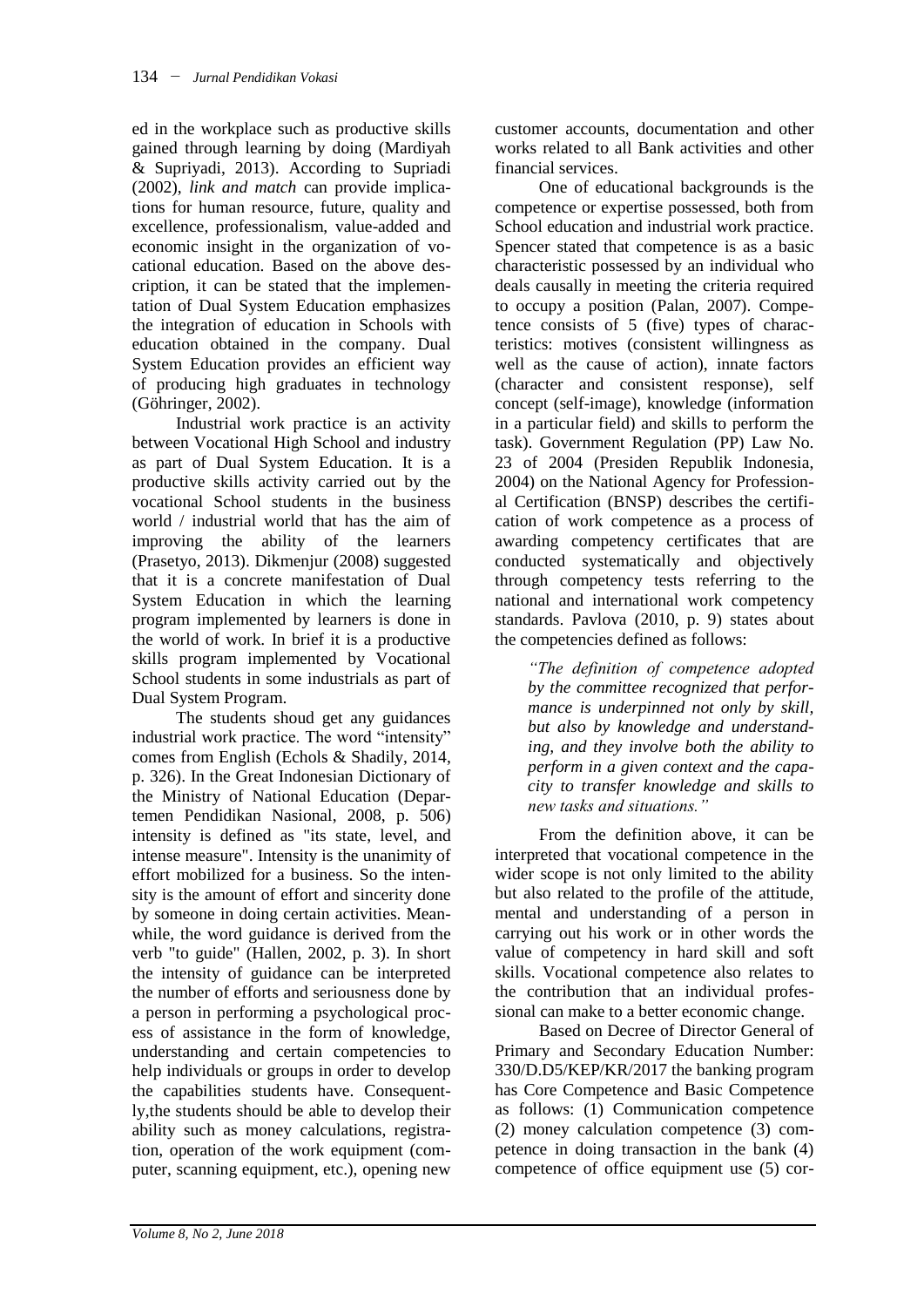ed in the workplace such as productive skills gained through learning by doing (Mardiyah & Supriyadi, 2013). According to Supriadi (2002), *link and match* can provide implications for human resource, future, quality and excellence, professionalism, value-added and economic insight in the organization of vocational education. Based on the above description, it can be stated that the implementation of Dual System Education emphasizes the integration of education in Schools with education obtained in the company. Dual System Education provides an efficient way of producing high graduates in technology (Göhringer, 2002).

Industrial work practice is an activity between Vocational High School and industry as part of Dual System Education. It is a productive skills activity carried out by the vocational School students in the business world / industrial world that has the aim of improving the ability of the learners (Prasetyo, 2013). Dikmenjur (2008) suggested that it is a concrete manifestation of Dual System Education in which the learning program implemented by learners is done in the world of work. In brief it is a productive skills program implemented by Vocational School students in some industrials as part of Dual System Program.

The students shoud get any guidances industrial work practice. The word "intensity" comes from English (Echols & Shadily, 2014, p. 326). In the Great Indonesian Dictionary of the Ministry of National Education (Departemen Pendidikan Nasional, 2008, p. 506) intensity is defined as "its state, level, and intense measure". Intensity is the unanimity of effort mobilized for a business. So the intensity is the amount of effort and sincerity done by someone in doing certain activities. Meanwhile, the word guidance is derived from the verb "to guide" (Hallen, 2002, p. 3). In short the intensity of guidance can be interpreted the number of efforts and seriousness done by a person in performing a psychological process of assistance in the form of knowledge, understanding and certain competencies to help individuals or groups in order to develop the capabilities students have. Consequently,the students should be able to develop their ability such as money calculations, registration, operation of the work equipment (computer, scanning equipment, etc.), opening new customer accounts, documentation and other works related to all Bank activities and other financial services.

One of educational backgrounds is the competence or expertise possessed, both from School education and industrial work practice. Spencer stated that competence is as a basic characteristic possessed by an individual who deals causally in meeting the criteria required to occupy a position (Palan, 2007). Competence consists of 5 (five) types of characteristics: motives (consistent willingness as well as the cause of action), innate factors (character and consistent response), self concept (self-image), knowledge (information in a particular field) and skills to perform the task). Government Regulation (PP) Law No. 23 of 2004 (Presiden Republik Indonesia, 2004) on the National Agency for Professional Certification (BNSP) describes the certification of work competence as a process of awarding competency certificates that are conducted systematically and objectively through competency tests referring to the national and international work competency standards. Pavlova (2010, p. 9) states about the competencies defined as follows:

> *"The definition of competence adopted by the committee recognized that performance is underpinned not only by skill, but also by knowledge and understanding, and they involve both the ability to perform in a given context and the capacity to transfer knowledge and skills to new tasks and situations."*

From the definition above, it can be interpreted that vocational competence in the wider scope is not only limited to the ability but also related to the profile of the attitude, mental and understanding of a person in carrying out his work or in other words the value of competency in hard skill and soft skills. Vocational competence also relates to the contribution that an individual professional can make to a better economic change.

Based on Decree of Director General of Primary and Secondary Education Number: 330/D.D5/KEP/KR/2017 the banking program has Core Competence and Basic Competence as follows: (1) Communication competence (2) money calculation competence (3) competence in doing transaction in the bank (4) competence of office equipment use (5) cor-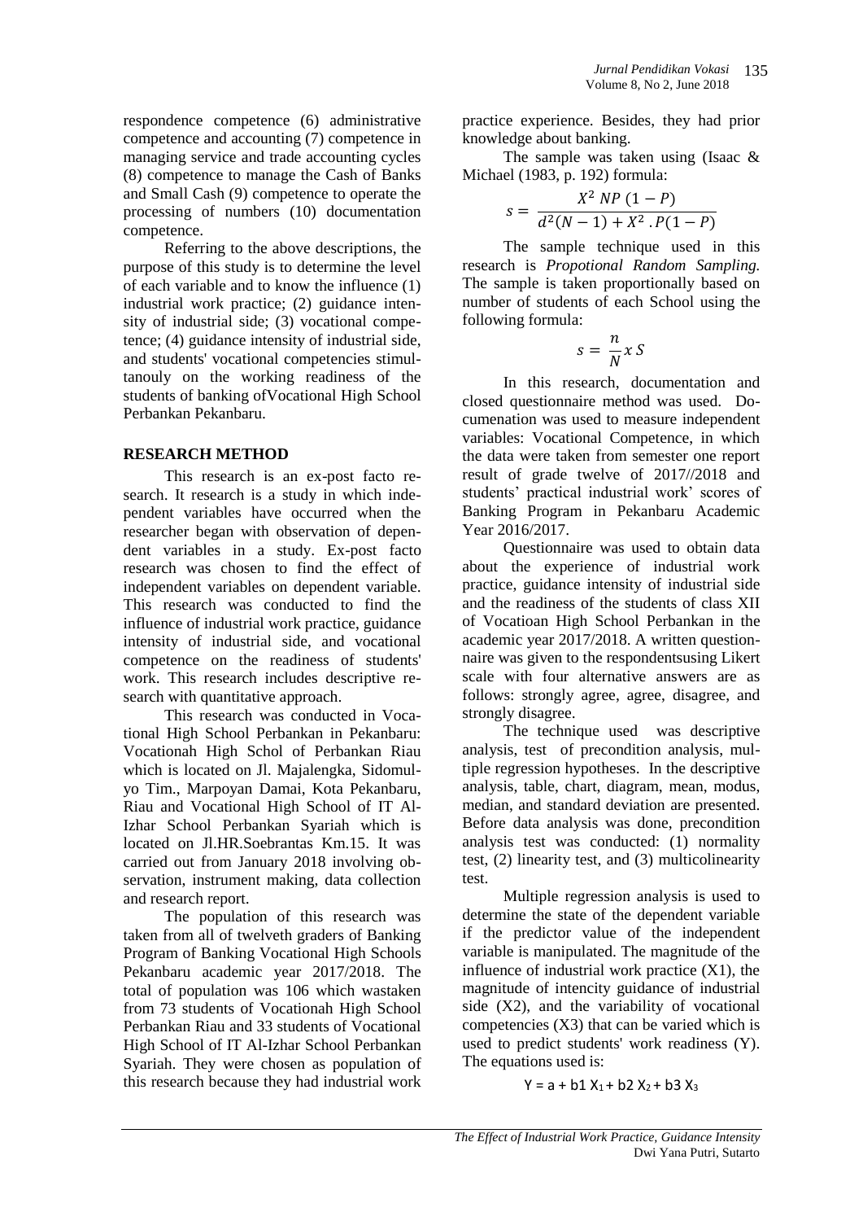respondence competence (6) administrative competence and accounting (7) competence in managing service and trade accounting cycles (8) competence to manage the Cash of Banks and Small Cash (9) competence to operate the processing of numbers (10) documentation competence.

Referring to the above descriptions, the purpose of this study is to determine the level of each variable and to know the influence (1) industrial work practice; (2) guidance intensity of industrial side; (3) vocational competence; (4) guidance intensity of industrial side, and students' vocational competencies stimultanouly on the working readiness of the students of banking ofVocational High School Perbankan Pekanbaru.

## RESEARCH METHOD

This research is an ex-post facto research. It research is a study in which independent variables have occurred when the researcher began with observation of dependent variables in a study. Ex-post facto research was chosen to find the effect of independent variables on dependent variable. This research was conducted to find the influence of industrial work practice, guidance intensity of industrial side, and vocational competence on the readiness of students' work. This research includes descriptive research with quantitative approach.

This research was conducted in Vocational High School Perbankan in Pekanbaru: Vocationah High Schol of Perbankan Riau which is located on Jl. Majalengka, Sidomulyo Tim., Marpoyan Damai, Kota Pekanbaru, Riau and Vocational High School of IT Al-Izhar School Perbankan Syariah which is located on Jl.HR.Soebrantas Km.15. It was carried out from January 2018 involving observation, instrument making, data collection and research report.

The population of this research was taken from all of twelveth graders of Banking Program of Banking Vocational High Schools Pekanbaru academic year 2017/2018. The total of population was 106 which wastaken from 73 students of Vocationah High School Perbankan Riau and 33 students of Vocational High School of IT Al-Izhar School Perbankan Syariah. They were chosen as population of this research because they had industrial work practice experience. Besides, they had prior knowledge about banking.

The sample was taken using (Isaac & Michael (1983, p. 192) formula:

$$s = \frac{X^2\ NP\ (1-P)}{d^2(N-1) + X^2 \cdot P(1-P)}$$

The sample technique used in this research is *Propotional Random Sampling.* The sample is taken proportionally based on number of students of each School using the following formula:

$$s = \frac{n}{N} x\ S$$

In this research, documentation and closed questionnaire method was used. Documenation was used to measure independent variables: Vocational Competence, in which the data were taken from semester one report result of grade twelve of 2017//2018 and students' practical industrial work' scores of Banking Program in Pekanbaru Academic Year 2016/2017.

Questionnaire was used to obtain data about the experience of industrial work practice, guidance intensity of industrial side and the readiness of the students of class XII of Vocatioan High School Perbankan in the academic year 2017/2018. A written questionnaire was given to the respondentsusing Likert scale with four alternative answers are as follows: strongly agree, agree, disagree, and strongly disagree.

The technique used was descriptive analysis, test of precondition analysis, multiple regression hypotheses. In the descriptive analysis, table, chart, diagram, mean, modus, median, and standard deviation are presented. Before data analysis was done, precondition analysis test was conducted: (1) normality test, (2) linearity test, and (3) multicolinearity test.

Multiple regression analysis is used to determine the state of the dependent variable if the predictor value of the independent variable is manipulated. The magnitude of the influence of industrial work practice (X1), the magnitude of intencity guidance of industrial side (X2), and the variability of vocational competencies (X3) that can be varied which is used to predict students' work readiness (Y). The equations used is:

$$Y = a + b1\ X_1 + b2\ X_2 + b3\ X_3$$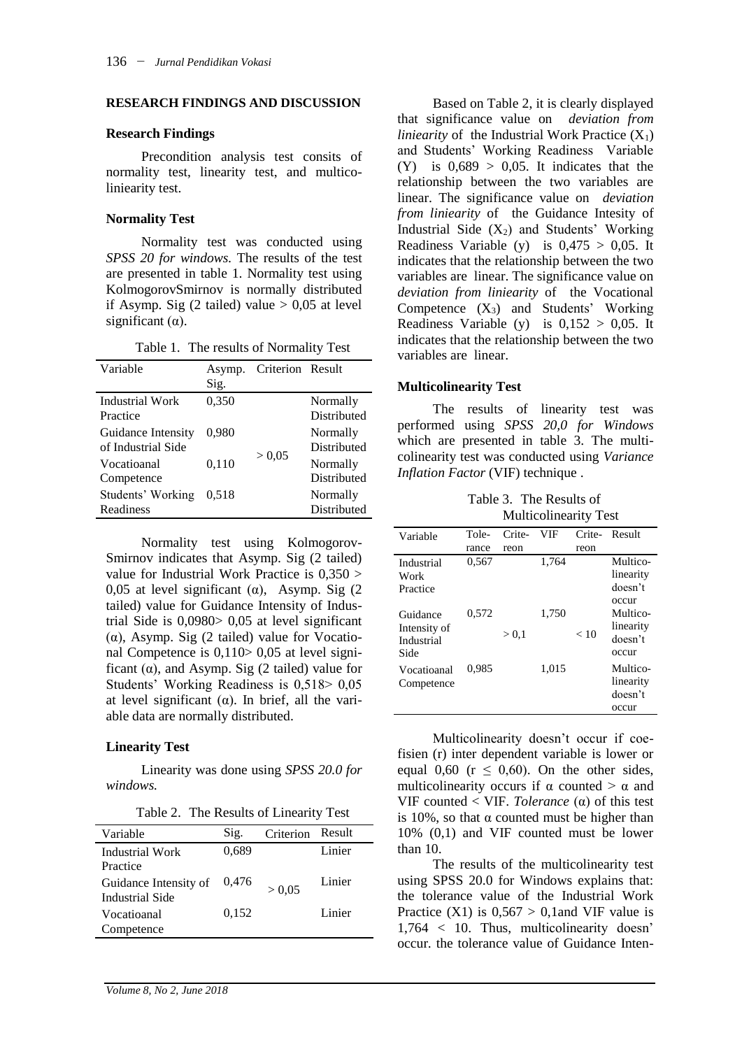## RESEARCH FINDINGS AND DISCUSSION

### Research Findings

Precondition analysis test consits of normality test, linearity test, and multicoliniearity test.

### Normality Test

Normality test was conducted using *SPSS 20 for windows.* The results of the test are presented in table 1. Normality test using KolmogorovSmirnov is normally distributed if Asymp. Sig (2 tailed) value > 0,05 at level significant (α).

Table 1. The results of Normality Test

| Variable | Asymp. Sig. | Criterion | Result |
|---|---|---|---|
| Industrial Work Practice | 0,350 | > 0,05 | Normally Distributed |
| Guidance Intensity of Industrial Side | 0,980 | | Normally Distributed |
| Vocatioanal Competence | 0,110 | | Normally Distributed |
| Students' Working Readiness | 0,518 | | Normally Distributed |

Normality test using Kolmogorov-Smirnov indicates that Asymp. Sig (2 tailed) value for Industrial Work Practice is 0,350 > 0,05 at level significant (α), Asymp. Sig (2 tailed) value for Guidance Intensity of Industrial Side is 0,0980> 0,05 at level significant (α), Asymp. Sig (2 tailed) value for Vocational Competence is 0,110> 0,05 at level significant (α), and Asymp. Sig (2 tailed) value for Students' Working Readiness is 0,518> 0,05 at level significant (α). In brief, all the variable data are normally distributed.

### Linearity Test

Linearity was done using *SPSS 20.0 for windows.*

Table 2. The Results of Linearity Test

| Variable | Sig. | Criterion | Result |
|---|---|---|---|
| Industrial Work Practice | 0,689 | > 0,05 | Linier |
| Guidance Intensity of Industrial Side | 0,476 | | Linier |
| Vocatioanal Competence | 0,152 | | Linier |

Based on Table 2, it is clearly displayed that significance value on *deviation from liniearity* of the Industrial Work Practice ($X_1$) and Students' Working Readiness Variable (Y) is 0,689 > 0,05. It indicates that the relationship between the two variables are linear. The significance value on *deviation from liniearity* of the Guidance Intesity of Industrial Side ($X_2$) and Students' Working Readiness Variable (y) is 0,475 > 0,05. It indicates that the relationship between the two variables are linear. The significance value on *deviation from liniearity* of the Vocational Competence ($X_3$) and Students' Working Readiness Variable (y) is 0,152 > 0,05. It indicates that the relationship between the two variables are linear.

### Multicolinearity Test

The results of linearity test was performed using *SPSS 20,0 for Windows* which are presented in table 3. The multicolinearity test was conducted using *Variance Inflation Factor* (VIF) technique .

Table 3. The Results of Multicolinearity Test

| Variable | Tolerance | Criteron | VIF | Criteron | Result |
|---|---|---|---|---|---|
| Industrial Work Practice | 0,567 | > 0,1 | 1,764 | < 10 | Multicolinearity doesn't occur |
| Guidance Intensity of Industrial Side | 0,572 | | 1,750 | | Multicolinearity doesn't occur |
| Vocatioanal Competence | 0,985 | | 1,015 | | Multicolinearity doesn't occur |

Multicolinearity doesn't occur if coefisien (r) inter dependent variable is lower or equal 0,60 (r ≤ 0,60). On the other sides, multicolinearity occurs if α counted > α and VIF counted < VIF. *Tolerance* (α) of this test is 10%, so that α counted must be higher than 10% (0,1) and VIF counted must be lower than 10.

The results of the multicolinearity test using SPSS 20.0 for Windows explains that: the tolerance value of the Industrial Work Practice (X1) is 0,567 > 0,1and VIF value is 1,764 < 10. Thus, multicolinearity doesn' occur. the tolerance value of Guidance Inten-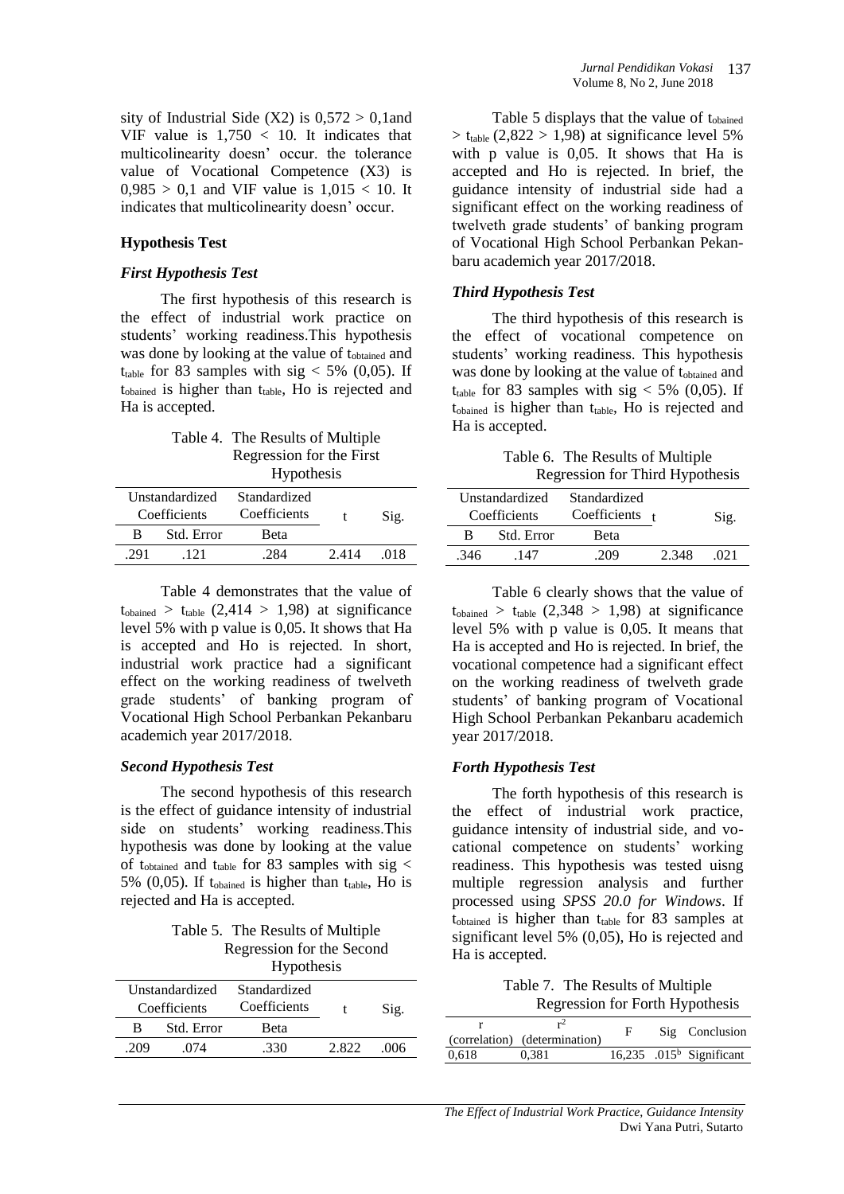sity of Industrial Side (X2) is 0,572 > 0,1and VIF value is 1,750 < 10. It indicates that multicolinearity doesn' occur. the tolerance value of Vocational Competence (X3) is 0,985 > 0,1 and VIF value is 1,015 < 10. It indicates that multicolinearity doesn' occur.

## Hypothesis Test

### *First Hypothesis Test*

The first hypothesis of this research is the effect of industrial work practice on students' working readiness.This hypothesis was done by looking at the value of $t_{obtained}$ and $t_{table}$ for 83 samples with sig < 5% (0,05). If $t_{obtained}$ is higher than $t_{table}$, Ho is rejected and Ha is accepted.

Table 4. The Results of Multiple Regression for the First Hypothesis

| Unstandardized Coefficients | | Standardized Coefficients | t | Sig. |
|---|---|---|---|---|
| B | Std. Error | Beta | | |
| .291 | .121 | .284 | 2.414 | .018 |

Table 4 demonstrates that the value of $t_{obained} > t_{table}$ (2,414 > 1,98) at significance level 5% with p value is 0,05. It shows that Ha is accepted and Ho is rejected. In short, industrial work practice had a significant effect on the working readiness of twelveth grade students' of banking program of Vocational High School Perbankan Pekanbaru academich year 2017/2018.

### *Second Hypothesis Test*

The second hypothesis of this research is the effect of guidance intensity of industrial side on students' working readiness.This hypothesis was done by looking at the value of $t_{obtained}$ and $t_{table}$ for 83 samples with sig < 5% (0,05). If $t_{obtained}$ is higher than $t_{table}$, Ho is rejected and Ha is accepted.

Table 5. The Results of Multiple Regression for the Second Hypothesis

| Unstandardized Coefficients | | Standardized Coefficients | t | Sig. |
|---|---|---|---|---|
| B | Std. Error | Beta | | |
| .209 | .074 | .330 | 2.822 | .006 |

Table 5 displays that the value of $t_{obained} > t_{table}$ (2,822 > 1,98) at significance level 5% with p value is 0,05. It shows that Ha is accepted and Ho is rejected. In brief, the guidance intensity of industrial side had a significant effect on the working readiness of twelveth grade students' of banking program of Vocational High School Perbankan Pekanbaru academich year 2017/2018.

### *Third Hypothesis Test*

The third hypothesis of this research is the effect of vocational competence on students' working readiness. This hypothesis was done by looking at the value of $t_{obtained}$ and $t_{table}$ for 83 samples with sig < 5% (0,05). If $t_{obtained}$ is higher than $t_{table}$, Ho is rejected and Ha is accepted.

Table 6. The Results of Multiple Regression for Third Hypothesis

| Unstandardized Coefficients | | Standardized Coefficients | t | Sig. |
|---|---|---|---|---|
| B | Std. Error | Beta | | |
| .346 | .147 | .209 | 2.348 | .021 |

Table 6 clearly shows that the value of $t_{obained} > t_{table}$ (2,348 > 1,98) at significance level 5% with p value is 0,05. It means that Ha is accepted and Ho is rejected. In brief, the vocational competence had a significant effect on the working readiness of twelveth grade students' of banking program of Vocational High School Perbankan Pekanbaru academich year 2017/2018.

### *Forth Hypothesis Test*

The forth hypothesis of this research is the effect of industrial work practice, guidance intensity of industrial side, and vocational competence on students' working readiness. This hypothesis was tested uisng multiple regression analysis and further processed using *SPSS 20.0 for Windows*. If $t_{obtained}$ is higher than $t_{table}$ for 83 samples at significant level 5% (0,05), Ho is rejected and Ha is accepted.

Table 7. The Results of Multiple Regression for Forth Hypothesis

| r (correlation) | $r^2$ (determination) | F | Sig | Conclusion |
|---|---|---|---|---|
| 0,618 | 0,381 | 16,235 | $.015^b$ | Significant |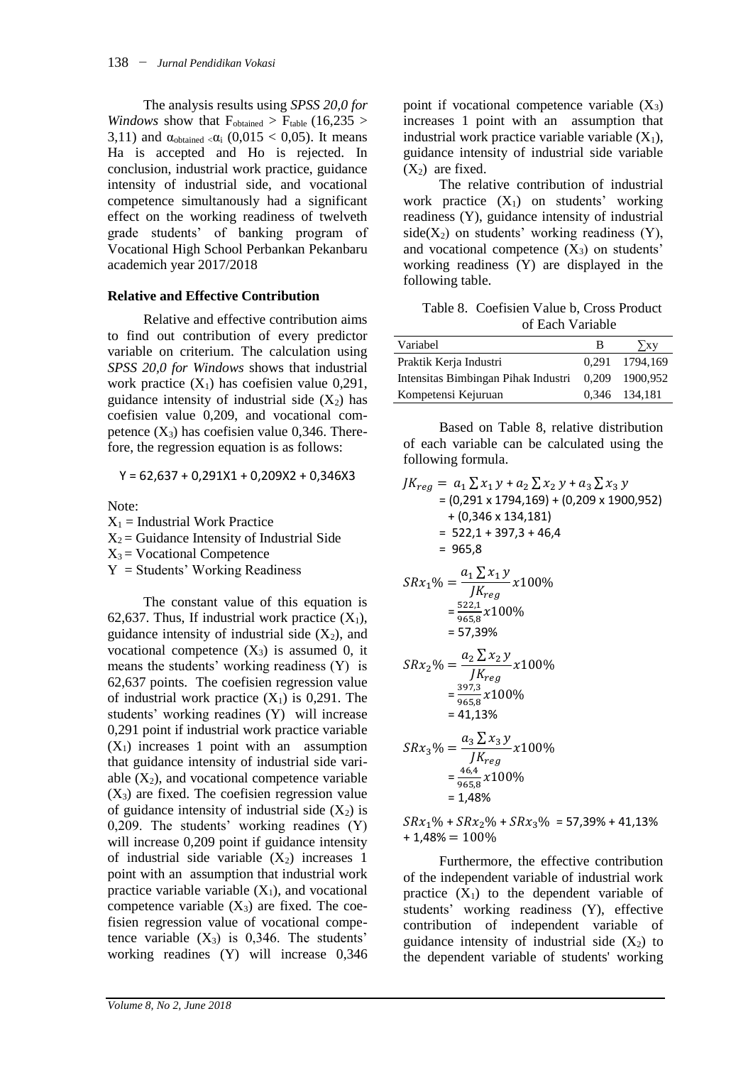The analysis results using *SPSS 20,0 for Windows* show that $F_{obtained} > F_{table}$ (16,235 > 3,11) and $\alpha_{obtained} < \alpha_i$ (0,015 < 0,05). It means Ha is accepted and Ho is rejected. In conclusion, industrial work practice, guidance intensity of industrial side, and vocational competence simultanously had a significant effect on the working readiness of twelveth grade students' of banking program of Vocational High School Perbankan Pekanbaru academich year 2017/2018

**Relative and Effective Contribution**

Relative and effective contribution aims to find out contribution of every predictor variable on criterium. The calculation using *SPSS 20,0 for Windows* shows that industrial work practice ($X_1$) has coefisien value 0,291, guidance intensity of industrial side ($X_2$) has coefisien value 0,209, and vocational competence ($X_3$) has coefisien value 0,346. Therefore, the regression equation is as follows:

$$Y = 62{,}637 + 0{,}291X1 + 0{,}209X2 + 0{,}346X3$$

Note:

$X_1$ = Industrial Work Practice
$X_2$ = Guidance Intensity of Industrial Side
$X_3$ = Vocational Competence
Y = Students' Working Readiness

The constant value of this equation is 62,637. Thus, If industrial work practice ($X_1$), guidance intensity of industrial side ($X_2$), and vocational competence ($X_3$) is assumed 0, it means the students' working readiness (Y) is 62,637 points. The coefisien regression value of industrial work practice ($X_1$) is 0,291. The students' working readines (Y) will increase 0,291 point if industrial work practice variable ($X_1$) increases 1 point with an assumption that guidance intensity of industrial side variable ($X_2$), and vocational competence variable ($X_3$) are fixed. The coefisien regression value of guidance intensity of industrial side ($X_2$) is 0,209. The students' working readines (Y) will increase 0,209 point if guidance intensity of industrial side variable ($X_2$) increases 1 point with an assumption that industrial work practice variable variable ($X_1$), and vocational competence variable ($X_3$) are fixed. The coefisien regression value of vocational competence variable ($X_3$) is 0,346. The students' working readines (Y) will increase 0,346 point if vocational competence variable ($X_3$) increases 1 point with an assumption that industrial work practice variable variable ($X_1$), guidance intensity of industrial side variable ($X_2$) are fixed.

The relative contribution of industrial work practice ($X_1$) on students' working readiness (Y), guidance intensity of industrial side($X_2$) on students' working readiness (Y), and vocational competence ($X_3$) on students' working readiness (Y) are displayed in the following table.

Table 8. Coefisien Value b, Cross Product of Each Variable

| Variabel | B | ∑xy |
|---|---|---|
| Praktik Kerja Industri | 0,291 | 1794,169 |
| Intensitas Bimbingan Pihak Industri | 0,209 | 1900,952 |
| Kompetensi Kejuruan | 0,346 | 134,181 |

Based on Table 8, relative distribution of each variable can be calculated using the following formula.

$$JK_{reg} = a_1 \sum x_1 y + a_2 \sum x_2 y + a_3 \sum x_3 y$$
$$= (0{,}291 \times 1794{,}169) + (0{,}209 \times 1900{,}952) + (0{,}346 \times 134{,}181)$$
$$= 522{,}1 + 397{,}3 + 46{,}4$$
$$= 965{,}8$$

$$SRx_1\% = \frac{a_1 \sum x_1 y}{JK_{reg}} x100\%$$
$$= \frac{522{,}1}{965{,}8} x100\%$$
$$= 57{,}39\%$$

$$SRx_2\% = \frac{a_2 \sum x_2 y}{JK_{reg}} x100\%$$
$$= \frac{397{,}3}{965{,}8} x100\%$$
$$= 41{,}13\%$$

$$SRx_3\% = \frac{a_3 \sum x_3 y}{JK_{reg}} x100\%$$
$$= \frac{46{,}4}{965{,}8} x100\%$$
$$= 1{,}48\%$$

$SRx_1\% + SRx_2\% + SRx_3\% = 57{,}39\% + 41{,}13\% + 1{,}48\% = 100\%$

Furthermore, the effective contribution of the independent variable of industrial work practice ($X_1$) to the dependent variable of students' working readiness (Y), effective contribution of independent variable of guidance intensity of industrial side ($X_2$) to the dependent variable of students' working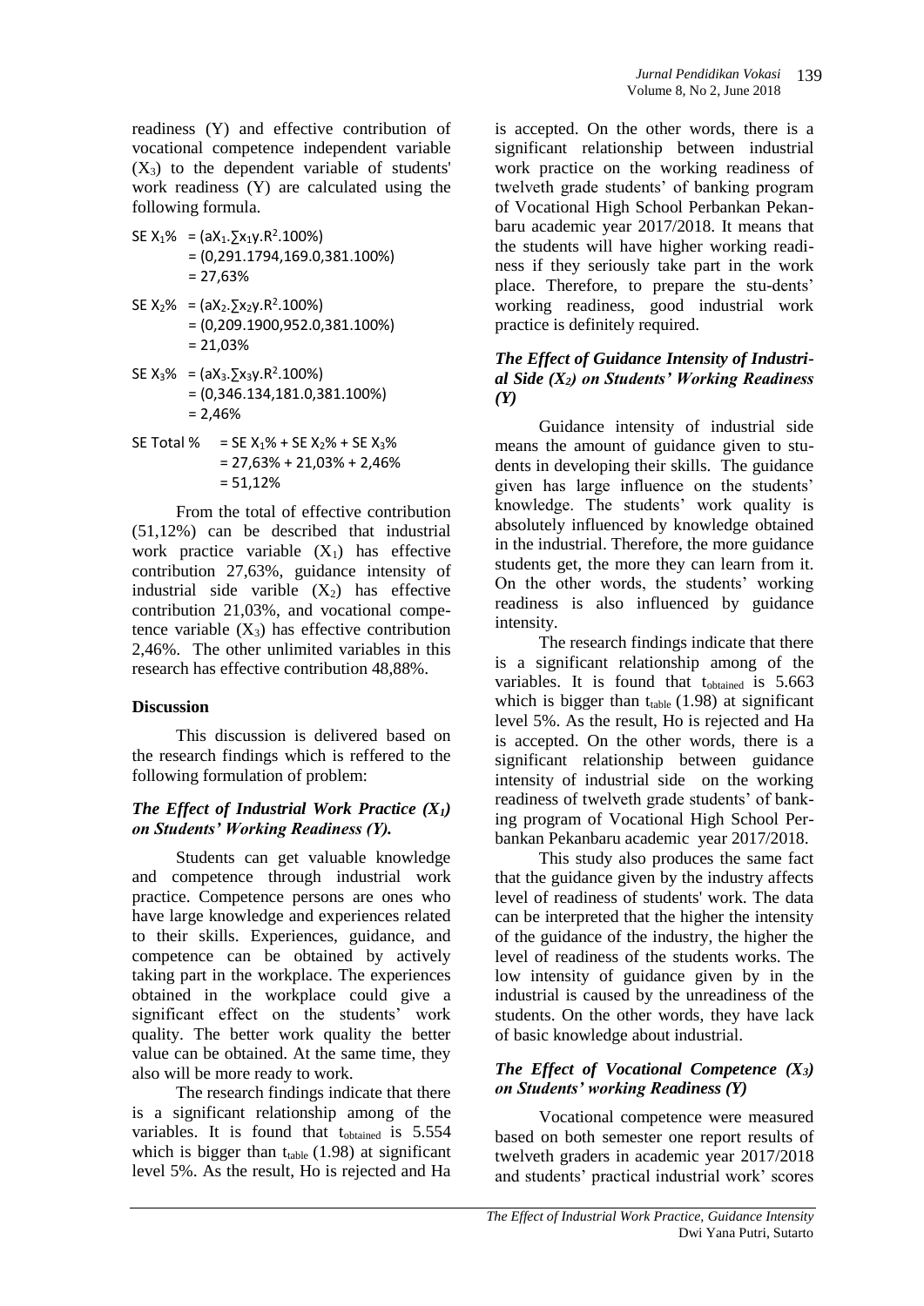readiness (Y) and effective contribution of vocational competence independent variable ($X_3$) to the dependent variable of students' work readiness (Y) are calculated using the following formula.

$$SE\ X_1\% = (aX_1.\sum x_1y.R^2.100\%)$$
$$= (0{,}291.1794{,}169.0{,}381.100\%)$$
$$= 27{,}63\%$$

$$SE\ X_2\% = (aX_2.\sum x_2y.R^2.100\%)$$
$$= (0{,}209.1900{,}952.0{,}381.100\%)$$
$$= 21{,}03\%$$

$$SE\ X_3\% = (aX_3.\sum x_3y.R^2.100\%)$$
$$= (0{,}346.134{,}181.0{,}381.100\%)$$
$$= 2{,}46\%$$

$$SE\ Total\ \% = SE\ X_1\% + SE\ X_2\% + SE\ X_3\%$$
$$= 27{,}63\% + 21{,}03\% + 2{,}46\%$$
$$= 51{,}12\%$$

From the total of effective contribution (51,12%) can be described that industrial work practice variable ($X_1$) has effective contribution 27,63%, guidance intensity of industrial side varible ($X_2$) has effective contribution 21,03%, and vocational competence variable ($X_3$) has effective contribution 2,46%. The other unlimited variables in this research has effective contribution 48,88%.

## Discussion

This discussion is delivered based on the research findings which is reffered to the following formulation of problem:

### *The Effect of Industrial Work Practice ($X_1$) on Students' Working Readiness (Y).*

Students can get valuable knowledge and competence through industrial work practice. Competence persons are ones who have large knowledge and experiences related to their skills. Experiences, guidance, and competence can be obtained by actively taking part in the workplace. The experiences obtained in the workplace could give a significant effect on the students' work quality. The better work quality the better value can be obtained. At the same time, they also will be more ready to work.

The research findings indicate that there is a significant relationship among of the variables. It is found that $t_{obtained}$ is 5.554 which is bigger than $t_{table}$ (1.98) at significant level 5%. As the result, Ho is rejected and Ha is accepted. On the other words, there is a significant relationship between industrial work practice on the working readiness of twelveth grade students' of banking program of Vocational High School Perbankan Pekanbaru academic year 2017/2018. It means that the students will have higher working readiness if they seriously take part in the work place. Therefore, to prepare the stu-dents' working readiness, good industrial work practice is definitely required.

### *The Effect of Guidance Intensity of Industrial Side ($X_2$) on Students' Working Readiness (Y)*

Guidance intensity of industrial side means the amount of guidance given to students in developing their skills. The guidance given has large influence on the students' knowledge. The students' work quality is absolutely influenced by knowledge obtained in the industrial. Therefore, the more guidance students get, the more they can learn from it. On the other words, the students' working readiness is also influenced by guidance intensity.

The research findings indicate that there is a significant relationship among of the variables. It is found that $t_{obtained}$ is 5.663 which is bigger than $t_{table}$ (1.98) at significant level 5%. As the result, Ho is rejected and Ha is accepted. On the other words, there is a significant relationship between guidance intensity of industrial side on the working readiness of twelveth grade students' of banking program of Vocational High School Perbankan Pekanbaru academic year 2017/2018.

This study also produces the same fact that the guidance given by the industry affects level of readiness of students' work. The data can be interpreted that the higher the intensity of the guidance of the industry, the higher the level of readiness of the students works. The low intensity of guidance given by in the industrial is caused by the unreadiness of the students. On the other words, they have lack of basic knowledge about industrial.

### *The Effect of Vocational Competence ($X_3$) on Students' working Readiness (Y)*

Vocational competence were measured based on both semester one report results of twelveth graders in academic year 2017/2018 and students' practical industrial work' scores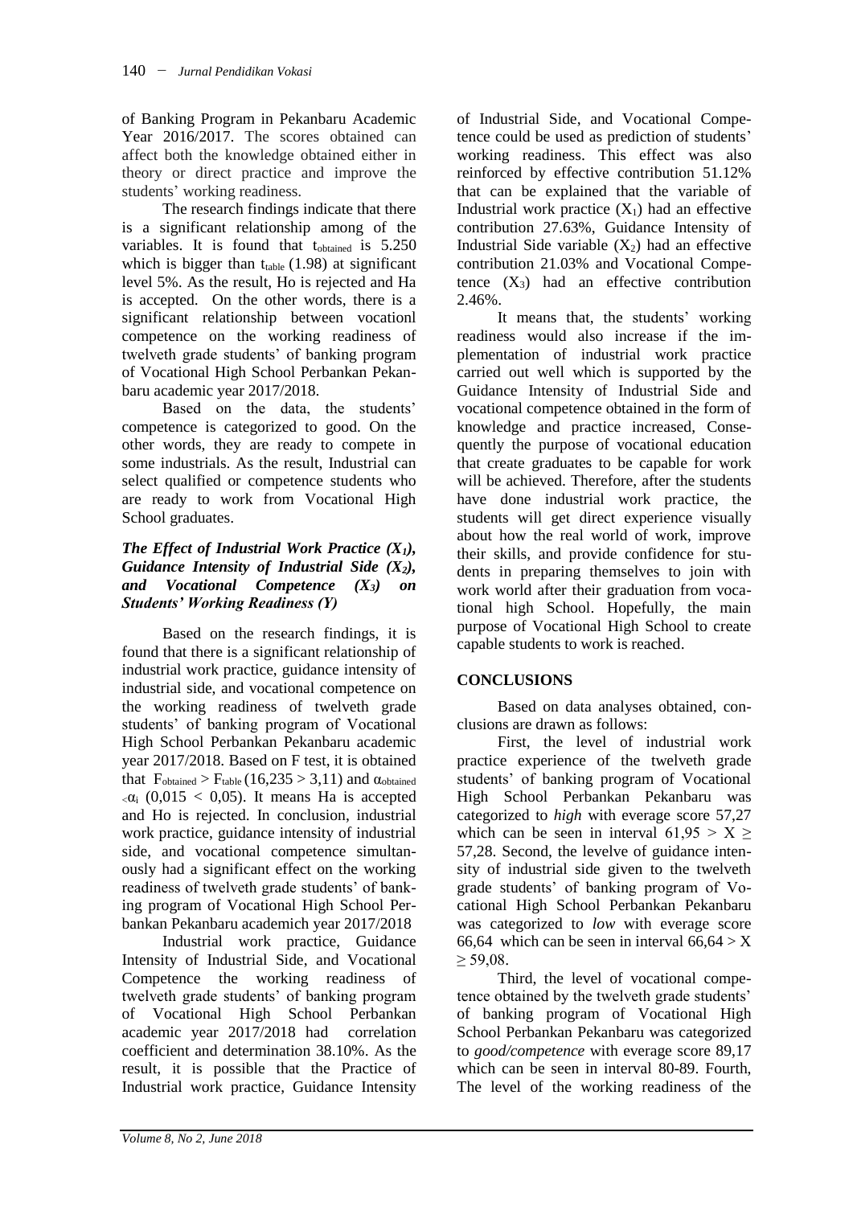of Banking Program in Pekanbaru Academic Year 2016/2017. The scores obtained can affect both the knowledge obtained either in theory or direct practice and improve the students' working readiness.

The research findings indicate that there is a significant relationship among of the variables. It is found that $t_{obtained}$ is 5.250 which is bigger than $t_{table}$ (1.98) at significant level 5%. As the result, Ho is rejected and Ha is accepted. On the other words, there is a significant relationship between vocationl competence on the working readiness of twelveth grade students' of banking program of Vocational High School Perbankan Pekanbaru academic year 2017/2018.

Based on the data, the students' competence is categorized to good. On the other words, they are ready to compete in some industrials. As the result, Industrial can select qualified or competence students who are ready to work from Vocational High School graduates.

### *The Effect of Industrial Work Practice ($X_1$), Guidance Intensity of Industrial Side ($X_2$), and Vocational Competence ($X_3$) on Students' Working Readiness (Y)*

Based on the research findings, it is found that there is a significant relationship of industrial work practice, guidance intensity of industrial side, and vocational competence on the working readiness of twelveth grade students' of banking program of Vocational High School Perbankan Pekanbaru academic year 2017/2018. Based on F test, it is obtained that $F_{obtained} > F_{table}$ (16,235 > 3,11) and $\alpha_{obtained} < \alpha_i$ (0,015 < 0,05). It means Ha is accepted and Ho is rejected. In conclusion, industrial work practice, guidance intensity of industrial side, and vocational competence simultaneously had a significant effect on the working readiness of twelveth grade students' of banking program of Vocational High School Perbankan Pekanbaru academich year 2017/2018

Industrial work practice, Guidance Intensity of Industrial Side, and Vocational Competence the working readiness of twelveth grade students' of banking program of Vocational High School Perbankan academic year 2017/2018 had correlation coefficient and determination 38.10%. As the result, it is possible that the Practice of Industrial work practice, Guidance Intensity of Industrial Side, and Vocational Competence could be used as prediction of students' working readiness. This effect was also reinforced by effective contribution 51.12% that can be explained that the variable of Industrial work practice ($X_1$) had an effective contribution 27.63%, Guidance Intensity of Industrial Side variable ($X_2$) had an effective contribution 21.03% and Vocational Competence ($X_3$) had an effective contribution 2.46%.

It means that, the students' working readiness would also increase if the implementation of industrial work practice carried out well which is supported by the Guidance Intensity of Industrial Side and vocational competence obtained in the form of knowledge and practice increased, Consequently the purpose of vocational education that create graduates to be capable for work will be achieved. Therefore, after the students have done industrial work practice, the students will get direct experience visually about how the real world of work, improve their skills, and provide confidence for students in preparing themselves to join with work world after their graduation from vocational high School. Hopefully, the main purpose of Vocational High School to create capable students to work is reached.

## CONCLUSIONS

Based on data analyses obtained, conclusions are drawn as follows:

First, the level of industrial work practice experience of the twelveth grade students' of banking program of Vocational High School Perbankan Pekanbaru was categorized to *high* with everage score 57,27 which can be seen in interval $61{,}95 > X \geq 57{,}28$. Second, the levelve of guidance intensity of industrial side given to the twelveth grade students' of banking program of Vocational High School Perbankan Pekanbaru was categorized to *low* with everage score 66,64 which can be seen in interval $66{,}64 > X \geq 59{,}08$.

Third, the level of vocational competence obtained by the twelveth grade students' of banking program of Vocational High School Perbankan Pekanbaru was categorized to *good/competence* with everage score 89,17 which can be seen in interval 80-89. Fourth, The level of the working readiness of the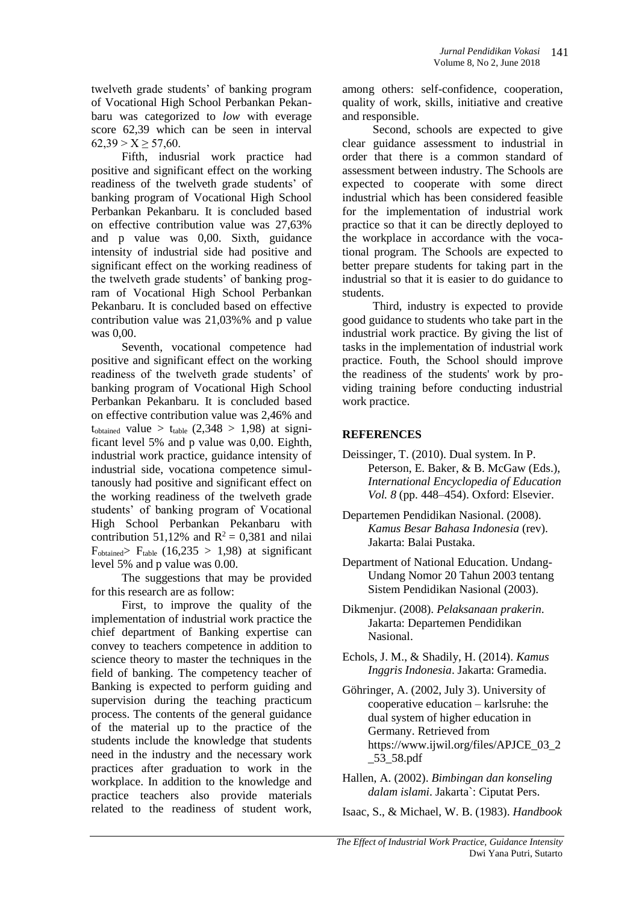twelveth grade students' of banking program of Vocational High School Perbankan Pekanbaru was categorized to *low* with everage score 62,39 which can be seen in interval $62,39 > X \geq 57,60$.

Fifth, indusrial work practice had positive and significant effect on the working readiness of the twelveth grade students' of banking program of Vocational High School Perbankan Pekanbaru. It is concluded based on effective contribution value was 27,63% and p value was 0,00. Sixth, guidance intensity of industrial side had positive and significant effect on the working readiness of the twelveth grade students' of banking program of Vocational High School Perbankan Pekanbaru. It is concluded based on effective contribution value was 21,03%% and p value was 0,00.

Seventh, vocational competence had positive and significant effect on the working readiness of the twelveth grade students' of banking program of Vocational High School Perbankan Pekanbaru. It is concluded based on effective contribution value was 2,46% and $t_{obtained}$ value > $t_{table}$ (2,348 > 1,98) at significant level 5% and p value was 0,00. Eighth, industrial work practice, guidance intensity of industrial side, vocationa competence simultanously had positive and significant effect on the working readiness of the twelveth grade students' of banking program of Vocational High School Perbankan Pekanbaru with contribution 51,12% and $R^2 = 0,381$ and nilai $F_{obtained}$> $F_{table}$ (16,235 > 1,98) at significant level 5% and p value was 0.00.

The suggestions that may be provided for this research are as follow:

First, to improve the quality of the implementation of industrial work practice the chief department of Banking expertise can convey to teachers competence in addition to science theory to master the techniques in the field of banking. The competency teacher of Banking is expected to perform guiding and supervision during the teaching practicum process. The contents of the general guidance of the material up to the practice of the students include the knowledge that students need in the industry and the necessary work practices after graduation to work in the workplace. In addition to the knowledge and practice teachers also provide materials related to the readiness of student work, among others: self-confidence, cooperation, quality of work, skills, initiative and creative and responsible.

Second, schools are expected to give clear guidance assessment to industrial in order that there is a common standard of assessment between industry. The Schools are expected to cooperate with some direct industrial which has been considered feasible for the implementation of industrial work practice so that it can be directly deployed to the workplace in accordance with the vocational program. The Schools are expected to better prepare students for taking part in the industrial so that it is easier to do guidance to students.

Third, industry is expected to provide good guidance to students who take part in the industrial work practice. By giving the list of tasks in the implementation of industrial work practice. Fouth, the School should improve the readiness of the students' work by providing training before conducting industrial work practice.

## REFERENCES

Deissinger, T. (2010). Dual system. In P. Peterson, E. Baker, & B. McGaw (Eds.), *International Encyclopedia of Education Vol. 8* (pp. 448–454). Oxford: Elsevier.

Departemen Pendidikan Nasional. (2008). *Kamus Besar Bahasa Indonesia* (rev). Jakarta: Balai Pustaka.

Department of National Education. Undang-Undang Nomor 20 Tahun 2003 tentang Sistem Pendidikan Nasional (2003).

Dikmenjur. (2008). *Pelaksanaan prakerin*. Jakarta: Departemen Pendidikan Nasional.

Echols, J. M., & Shadily, H. (2014). *Kamus Inggris Indonesia*. Jakarta: Gramedia.

Göhringer, A. (2002, July 3). University of cooperative education – karlsruhe: the dual system of higher education in Germany. Retrieved from https://www.ijwil.org/files/APJCE_03_2_53_58.pdf

Hallen, A. (2002). *Bimbingan dan konseling dalam islami*. Jakarta`: Ciputat Pers.

Isaac, S., & Michael, W. B. (1983). *Handbook*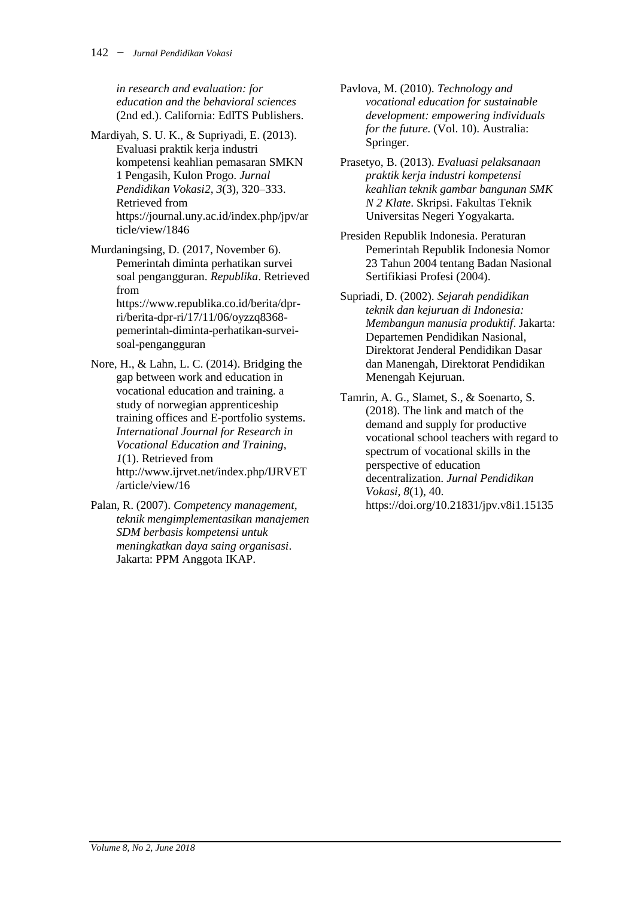*in research and evaluation: for education and the behavioral sciences* (2nd ed.). California: EdITS Publishers.

Mardiyah, S. U. K., & Supriyadi, E. (2013). Evaluasi praktik kerja industri kompetensi keahlian pemasaran SMKN 1 Pengasih, Kulon Progo. *Jurnal Pendidikan Vokasi2*, *3*(3), 320–333. Retrieved from https://journal.uny.ac.id/index.php/jpv/article/view/1846

Murdaningsing, D. (2017, November 6). Pemerintah diminta perhatikan survei soal pengangguran. *Republika*. Retrieved from https://www.republika.co.id/berita/dpr-ri/berita-dpr-ri/17/11/06/oyzzq8368-pemerintah-diminta-perhatikan-survei-soal-pengangguran

Nore, H., & Lahn, L. C. (2014). Bridging the gap between work and education in vocational education and training. a study of norwegian apprenticeship training offices and E-portfolio systems. *International Journal for Research in Vocational Education and Training*, *1*(1). Retrieved from http://www.ijrvet.net/index.php/IJRVET/article/view/16

Palan, R. (2007). *Competency management, teknik mengimplementasikan manajemen SDM berbasis kompetensi untuk meningkatkan daya saing organisasi*. Jakarta: PPM Anggota IKAP.

Pavlova, M. (2010). *Technology and vocational education for sustainable development: empowering individuals for the future*. (Vol. 10). Australia: Springer.

Prasetyo, B. (2013). *Evaluasi pelaksanaan praktik kerja industri kompetensi keahlian teknik gambar bangunan SMK N 2 Klate*. Skripsi. Fakultas Teknik Universitas Negeri Yogyakarta.

Presiden Republik Indonesia. Peraturan Pemerintah Republik Indonesia Nomor 23 Tahun 2004 tentang Badan Nasional Sertifikiasi Profesi (2004).

Supriadi, D. (2002). *Sejarah pendidikan teknik dan kejuruan di Indonesia: Membangun manusia produktif*. Jakarta: Departemen Pendidikan Nasional, Direktorat Jenderal Pendidikan Dasar dan Manengah, Direktorat Pendidikan Menengah Kejuruan.

Tamrin, A. G., Slamet, S., & Soenarto, S. (2018). The link and match of the demand and supply for productive vocational school teachers with regard to spectrum of vocational skills in the perspective of education decentralization. *Jurnal Pendidikan Vokasi*, *8*(1), 40. https://doi.org/10.21831/jpv.v8i1.15135